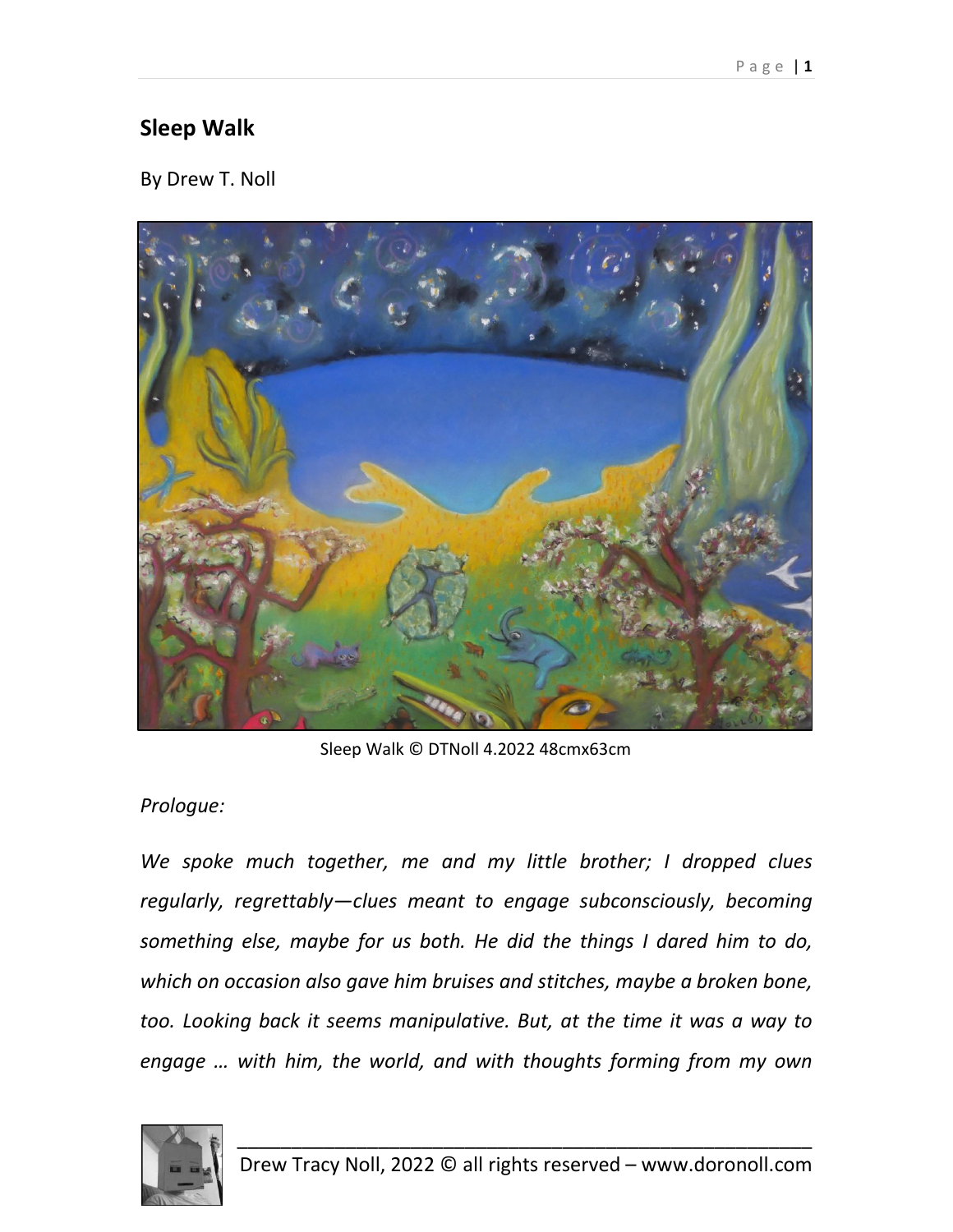# Sleep Walk

By Drew T. Noll

Sleep Walk © DTNoll 4.2022 48cmx63cm

*Prologue:*

*We spoke much together, me and my little brother; I dropped clues regularly, regrettably—clues meant to engage subconsciously, becoming something else, maybe for us both. He did the things I dared him to do, which on occasion also gave him bruises and stitches, maybe a broken bone, too. Looking back it seems manipulative. But, at the time it was a way to engage … with him, the world, and with thoughts forming from my own*

Drew Tracy Noll, 2022 © all rights reserved – www.doronoll.com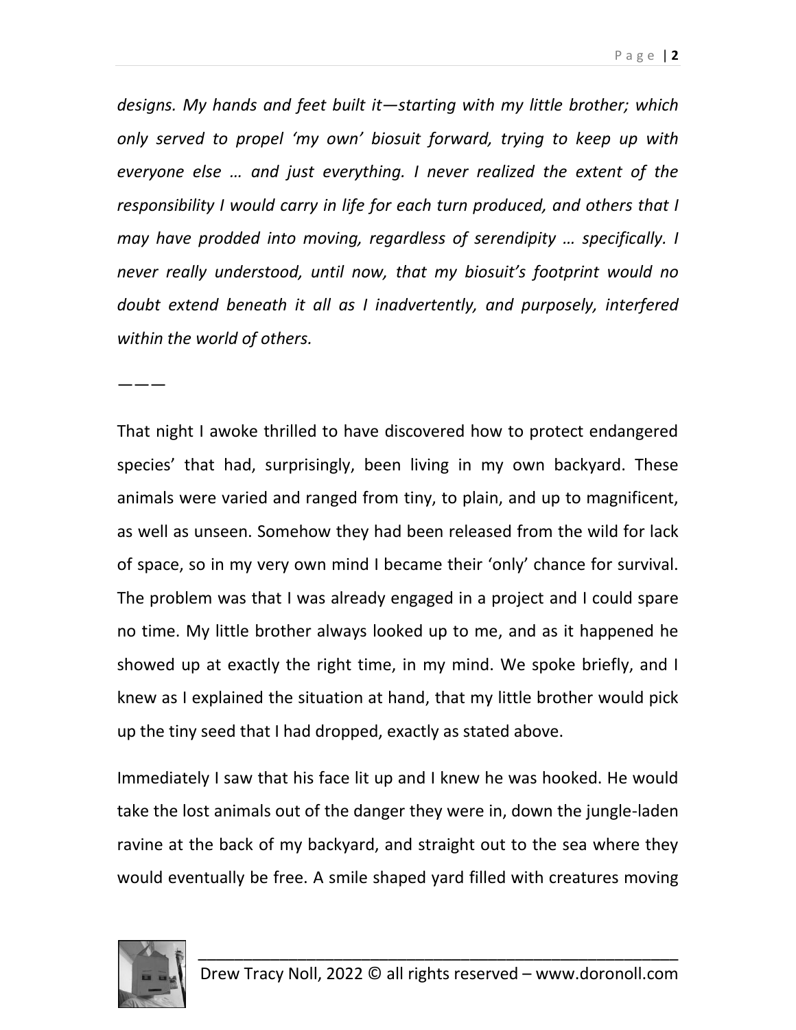*designs. My hands and feet built it—starting with my little brother; which only served to propel 'my own' biosuit forward, trying to keep up with everyone else … and just everything. I never realized the extent of the responsibility I would carry in life for each turn produced, and others that I may have prodded into moving, regardless of serendipity … specifically. I never really understood, until now, that my biosuit's footprint would no doubt extend beneath it all as I inadvertently, and purposely, interfered within the world of others.*

———

That night I awoke thrilled to have discovered how to protect endangered species' that had, surprisingly, been living in my own backyard. These animals were varied and ranged from tiny, to plain, and up to magnificent, as well as unseen. Somehow they had been released from the wild for lack of space, so in my very own mind I became their 'only' chance for survival. The problem was that I was already engaged in a project and I could spare no time. My little brother always looked up to me, and as it happened he showed up at exactly the right time, in my mind. We spoke briefly, and I knew as I explained the situation at hand, that my little brother would pick up the tiny seed that I had dropped, exactly as stated above.

Immediately I saw that his face lit up and I knew he was hooked. He would take the lost animals out of the danger they were in, down the jungle-laden ravine at the back of my backyard, and straight out to the sea where they would eventually be free. A smile shaped yard filled with creatures moving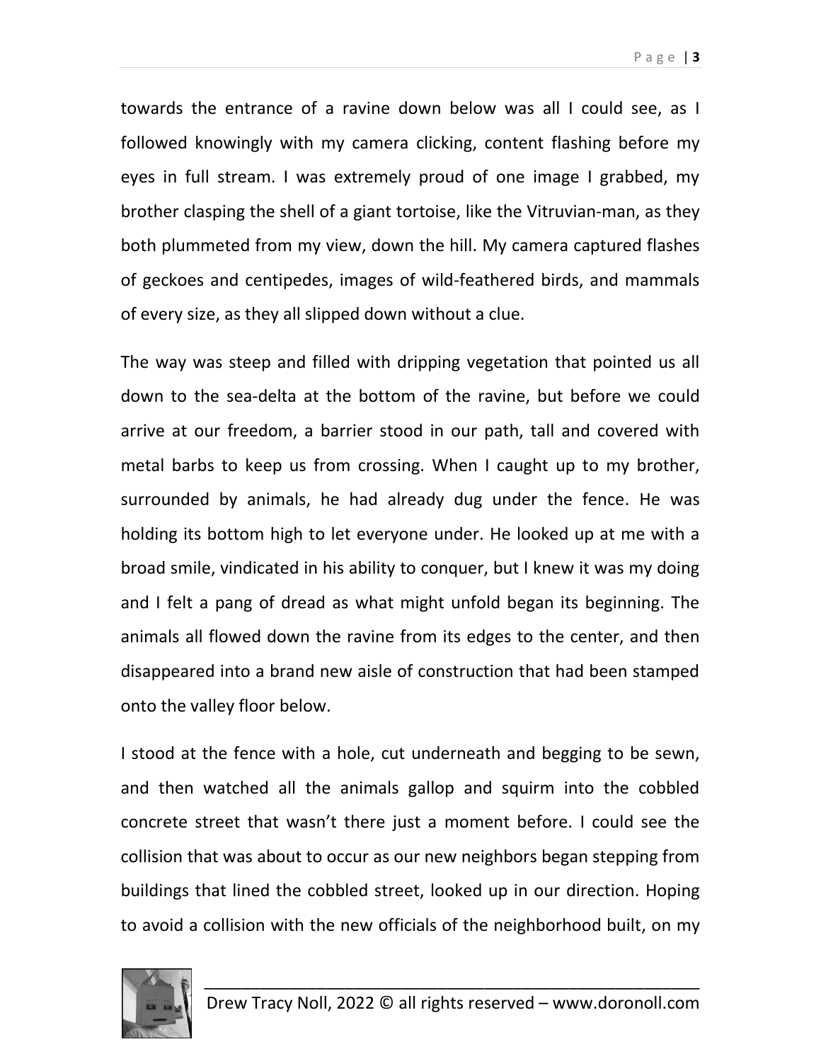towards the entrance of a ravine down below was all I could see, as I followed knowingly with my camera clicking, content flashing before my eyes in full stream. I was extremely proud of one image I grabbed, my brother clasping the shell of a giant tortoise, like the Vitruvian-man, as they both plummeted from my view, down the hill. My camera captured flashes of geckoes and centipedes, images of wild-feathered birds, and mammals of every size, as they all slipped down without a clue.

The way was steep and filled with dripping vegetation that pointed us all down to the sea-delta at the bottom of the ravine, but before we could arrive at our freedom, a barrier stood in our path, tall and covered with metal barbs to keep us from crossing. When I caught up to my brother, surrounded by animals, he had already dug under the fence. He was holding its bottom high to let everyone under. He looked up at me with a broad smile, vindicated in his ability to conquer, but I knew it was my doing and I felt a pang of dread as what might unfold began its beginning. The animals all flowed down the ravine from its edges to the center, and then disappeared into a brand new aisle of construction that had been stamped onto the valley floor below.

I stood at the fence with a hole, cut underneath and begging to be sewn, and then watched all the animals gallop and squirm into the cobbled concrete street that wasn't there just a moment before. I could see the collision that was about to occur as our new neighbors began stepping from buildings that lined the cobbled street, looked up in our direction. Hoping to avoid a collision with the new officials of the neighborhood built, on my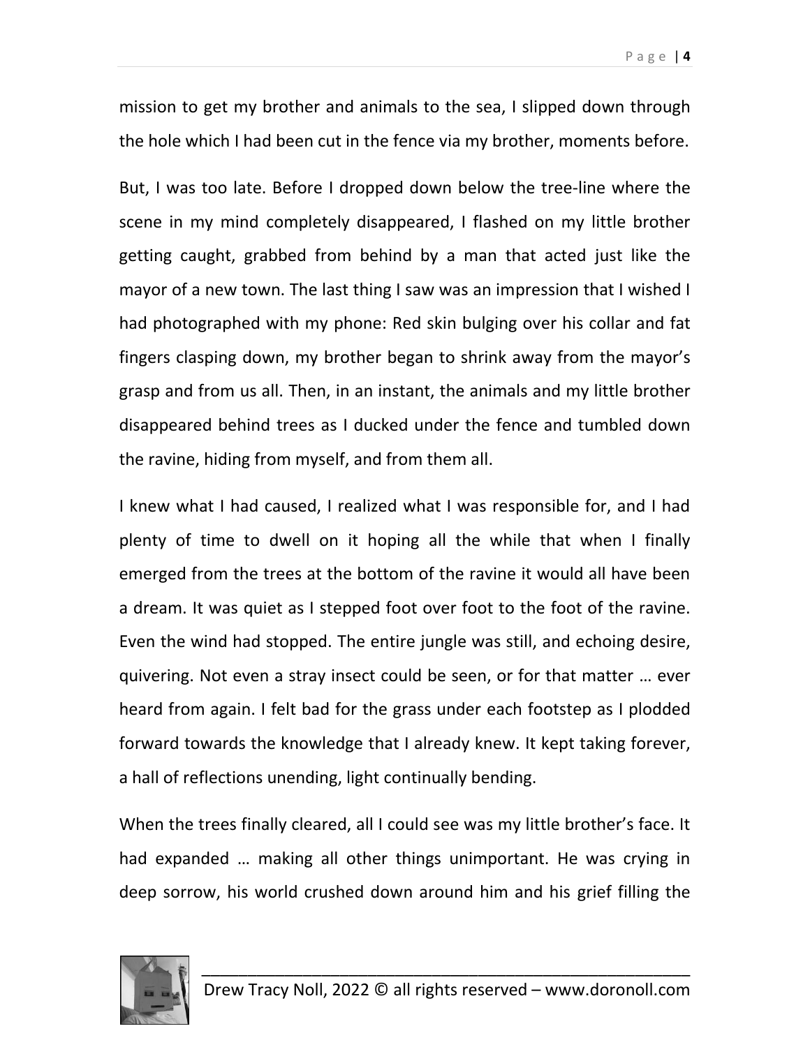mission to get my brother and animals to the sea, I slipped down through the hole which I had been cut in the fence via my brother, moments before.

But, I was too late. Before I dropped down below the tree-line where the scene in my mind completely disappeared, I flashed on my little brother getting caught, grabbed from behind by a man that acted just like the mayor of a new town. The last thing I saw was an impression that I wished I had photographed with my phone: Red skin bulging over his collar and fat fingers clasping down, my brother began to shrink away from the mayor's grasp and from us all. Then, in an instant, the animals and my little brother disappeared behind trees as I ducked under the fence and tumbled down the ravine, hiding from myself, and from them all.

I knew what I had caused, I realized what I was responsible for, and I had plenty of time to dwell on it hoping all the while that when I finally emerged from the trees at the bottom of the ravine it would all have been a dream. It was quiet as I stepped foot over foot to the foot of the ravine. Even the wind had stopped. The entire jungle was still, and echoing desire, quivering. Not even a stray insect could be seen, or for that matter … ever heard from again. I felt bad for the grass under each footstep as I plodded forward towards the knowledge that I already knew. It kept taking forever, a hall of reflections unending, light continually bending.

When the trees finally cleared, all I could see was my little brother's face. It had expanded … making all other things unimportant. He was crying in deep sorrow, his world crushed down around him and his grief filling the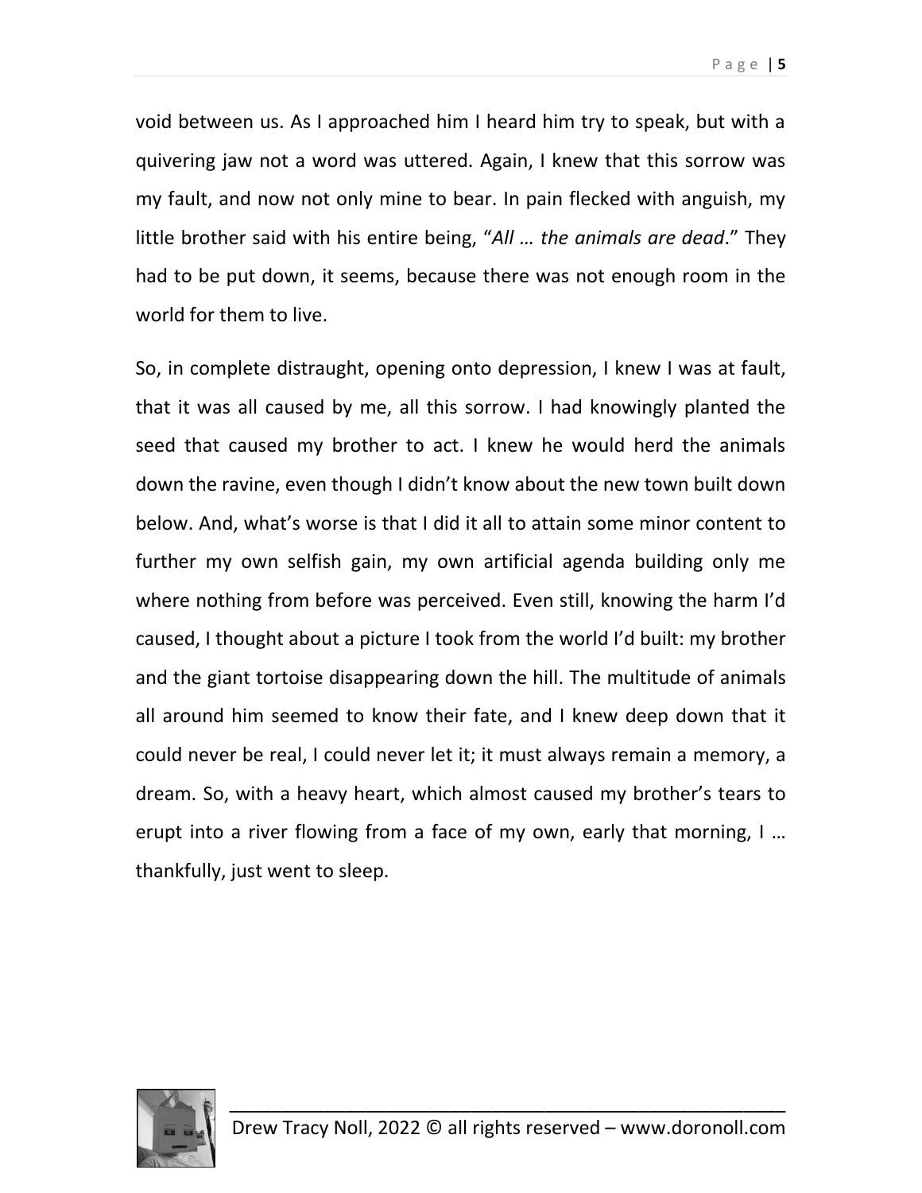void between us. As I approached him I heard him try to speak, but with a quivering jaw not a word was uttered. Again, I knew that this sorrow was my fault, and now not only mine to bear. In pain flecked with anguish, my little brother said with his entire being, "*All … the animals are dead*." They had to be put down, it seems, because there was not enough room in the world for them to live.

So, in complete distraught, opening onto depression, I knew I was at fault, that it was all caused by me, all this sorrow. I had knowingly planted the seed that caused my brother to act. I knew he would herd the animals down the ravine, even though I didn't know about the new town built down below. And, what's worse is that I did it all to attain some minor content to further my own selfish gain, my own artificial agenda building only me where nothing from before was perceived. Even still, knowing the harm I'd caused, I thought about a picture I took from the world I'd built: my brother and the giant tortoise disappearing down the hill. The multitude of animals all around him seemed to know their fate, and I knew deep down that it could never be real, I could never let it; it must always remain a memory, a dream. So, with a heavy heart, which almost caused my brother's tears to erupt into a river flowing from a face of my own, early that morning, I … thankfully, just went to sleep.